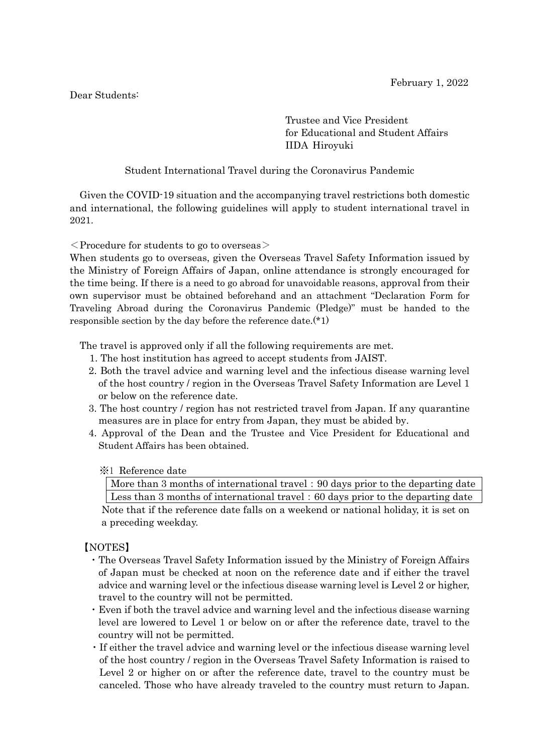February 1, 2022

Dear Students:

Trustee and Vice President
for Educational and Student Affairs
IIDA Hiroyuki

## Student International Travel during the Coronavirus Pandemic

Given the COVID-19 situation and the accompanying travel restrictions both domestic and international, the following guidelines will apply to student international travel in 2021.

＜Procedure for students to go to overseas＞

When students go to overseas, given the Overseas Travel Safety Information issued by the Ministry of Foreign Affairs of Japan, online attendance is strongly encouraged for the time being. If there is a need to go abroad for unavoidable reasons, approval from their own supervisor must be obtained beforehand and an attachment "Declaration Form for Traveling Abroad during the Coronavirus Pandemic (Pledge)" must be handed to the responsible section by the day before the reference date.(*1)

The travel is approved only if all the following requirements are met.

1. The host institution has agreed to accept students from JAIST.
2. Both the travel advice and warning level and the infectious disease warning level of the host country / region in the Overseas Travel Safety Information are Level 1 or below on the reference date.
3. The host country / region has not restricted travel from Japan. If any quarantine measures are in place for entry from Japan, they must be abided by.
4. Approval of the Dean and the Trustee and Vice President for Educational and Student Affairs has been obtained.

※1 Reference date

| More than 3 months of international travel：90 days prior to the departing date |
|---|
| Less than 3 months of international travel：60 days prior to the departing date |

Note that if the reference date falls on a weekend or national holiday, it is set on a preceding weekday.

【NOTES】

- The Overseas Travel Safety Information issued by the Ministry of Foreign Affairs of Japan must be checked at noon on the reference date and if either the travel advice and warning level or the infectious disease warning level is Level 2 or higher, travel to the country will not be permitted.
- Even if both the travel advice and warning level and the infectious disease warning level are lowered to Level 1 or below on or after the reference date, travel to the country will not be permitted.
- If either the travel advice and warning level or the infectious disease warning level of the host country / region in the Overseas Travel Safety Information is raised to Level 2 or higher on or after the reference date, travel to the country must be canceled. Those who have already traveled to the country must return to Japan.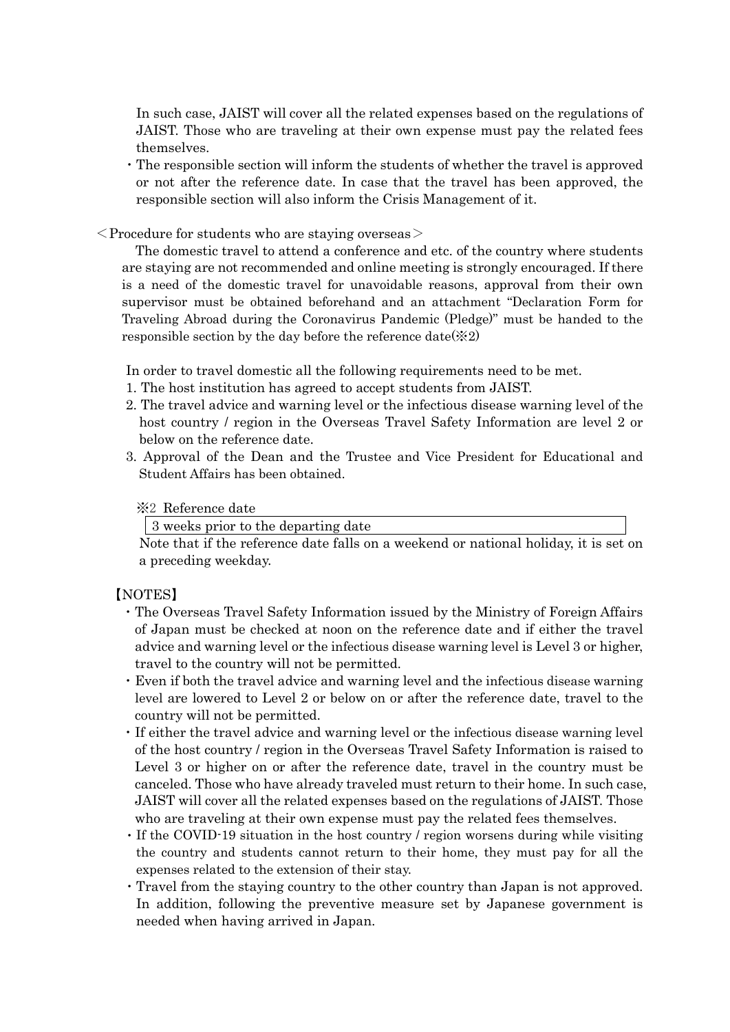In such case, JAIST will cover all the related expenses based on the regulations of JAIST. Those who are traveling at their own expense must pay the related fees themselves.

- The responsible section will inform the students of whether the travel is approved or not after the reference date. In case that the travel has been approved, the responsible section will also inform the Crisis Management of it.

＜Procedure for students who are staying overseas＞

The domestic travel to attend a conference and etc. of the country where students are staying are not recommended and online meeting is strongly encouraged. If there is a need of the domestic travel for unavoidable reasons, approval from their own supervisor must be obtained beforehand and an attachment "Declaration Form for Traveling Abroad during the Coronavirus Pandemic (Pledge)" must be handed to the responsible section by the day before the reference date(※2)

In order to travel domestic all the following requirements need to be met.

1. The host institution has agreed to accept students from JAIST.
2. The travel advice and warning level or the infectious disease warning level of the host country / region in the Overseas Travel Safety Information are level 2 or below on the reference date.
3. Approval of the Dean and the Trustee and Vice President for Educational and Student Affairs has been obtained.

※2 Reference date

| 3 weeks prior to the departing date |
|---|

Note that if the reference date falls on a weekend or national holiday, it is set on a preceding weekday.

【NOTES】

- The Overseas Travel Safety Information issued by the Ministry of Foreign Affairs of Japan must be checked at noon on the reference date and if either the travel advice and warning level or the infectious disease warning level is Level 3 or higher, travel to the country will not be permitted.
- Even if both the travel advice and warning level and the infectious disease warning level are lowered to Level 2 or below on or after the reference date, travel to the country will not be permitted.
- If either the travel advice and warning level or the infectious disease warning level of the host country / region in the Overseas Travel Safety Information is raised to Level 3 or higher on or after the reference date, travel in the country must be canceled. Those who have already traveled must return to their home. In such case, JAIST will cover all the related expenses based on the regulations of JAIST. Those who are traveling at their own expense must pay the related fees themselves.
- If the COVID-19 situation in the host country / region worsens during while visiting the country and students cannot return to their home, they must pay for all the expenses related to the extension of their stay.
- Travel from the staying country to the other country than Japan is not approved. In addition, following the preventive measure set by Japanese government is needed when having arrived in Japan.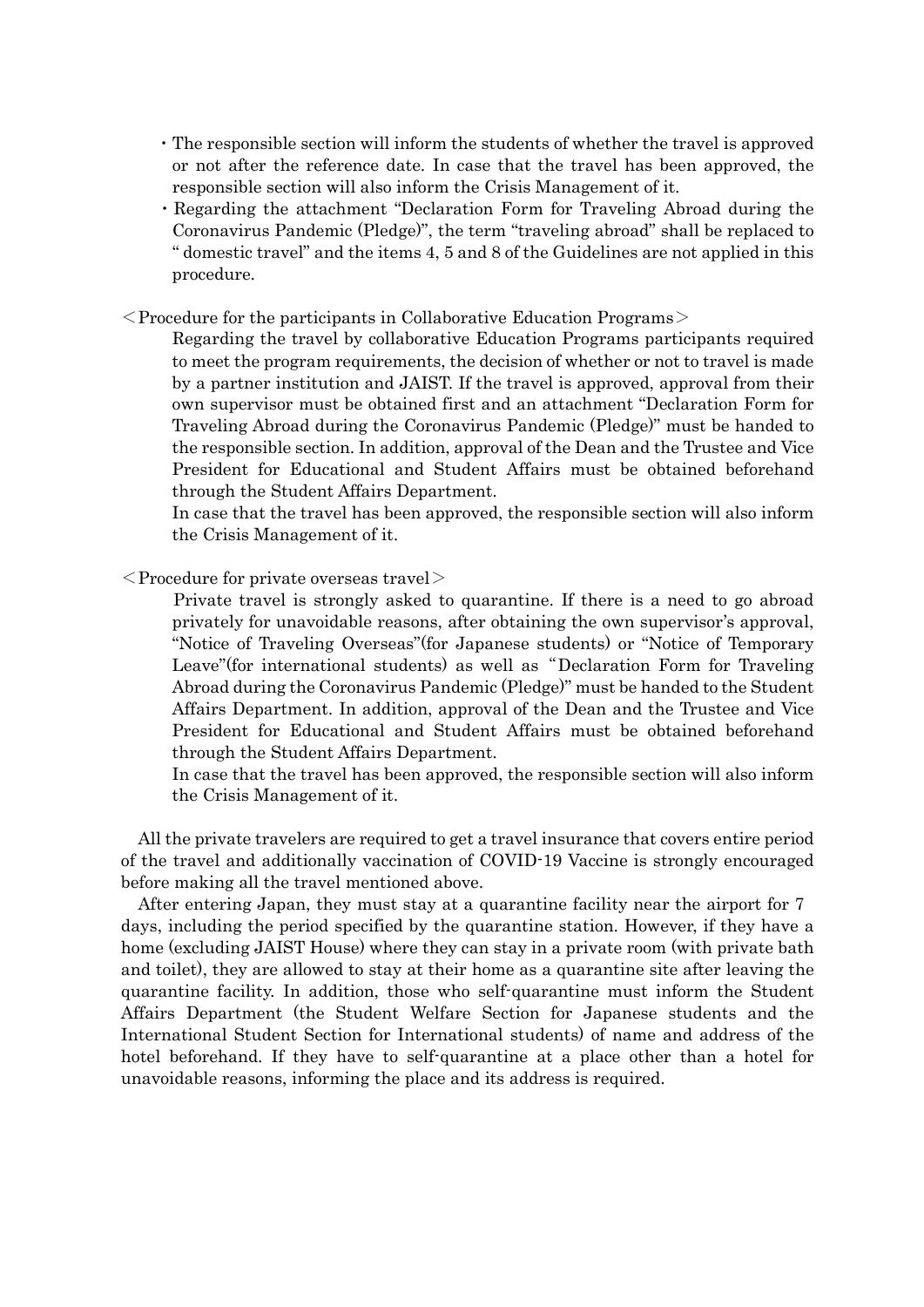- The responsible section will inform the students of whether the travel is approved or not after the reference date. In case that the travel has been approved, the responsible section will also inform the Crisis Management of it.
- Regarding the attachment "Declaration Form for Traveling Abroad during the Coronavirus Pandemic (Pledge)", the term "traveling abroad" shall be replaced to " domestic travel" and the items 4, 5 and 8 of the Guidelines are not applied in this procedure.

＜Procedure for the participants in Collaborative Education Programs＞

Regarding the travel by collaborative Education Programs participants required to meet the program requirements, the decision of whether or not to travel is made by a partner institution and JAIST. If the travel is approved, approval from their own supervisor must be obtained first and an attachment "Declaration Form for Traveling Abroad during the Coronavirus Pandemic (Pledge)" must be handed to the responsible section. In addition, approval of the Dean and the Trustee and Vice President for Educational and Student Affairs must be obtained beforehand through the Student Affairs Department.

In case that the travel has been approved, the responsible section will also inform the Crisis Management of it.

＜Procedure for private overseas travel＞

Private travel is strongly asked to quarantine. If there is a need to go abroad privately for unavoidable reasons, after obtaining the own supervisor's approval, "Notice of Traveling Overseas"(for Japanese students) or "Notice of Temporary Leave"(for international students) as well as "Declaration Form for Traveling Abroad during the Coronavirus Pandemic (Pledge)" must be handed to the Student Affairs Department. In addition, approval of the Dean and the Trustee and Vice President for Educational and Student Affairs must be obtained beforehand through the Student Affairs Department.

In case that the travel has been approved, the responsible section will also inform the Crisis Management of it.

All the private travelers are required to get a travel insurance that covers entire period of the travel and additionally vaccination of COVID-19 Vaccine is strongly encouraged before making all the travel mentioned above.

After entering Japan, they must stay at a quarantine facility near the airport for 7 days, including the period specified by the quarantine station. However, if they have a home (excluding JAIST House) where they can stay in a private room (with private bath and toilet), they are allowed to stay at their home as a quarantine site after leaving the quarantine facility. In addition, those who self-quarantine must inform the Student Affairs Department (the Student Welfare Section for Japanese students and the International Student Section for International students) of name and address of the hotel beforehand. If they have to self-quarantine at a place other than a hotel for unavoidable reasons, informing the place and its address is required.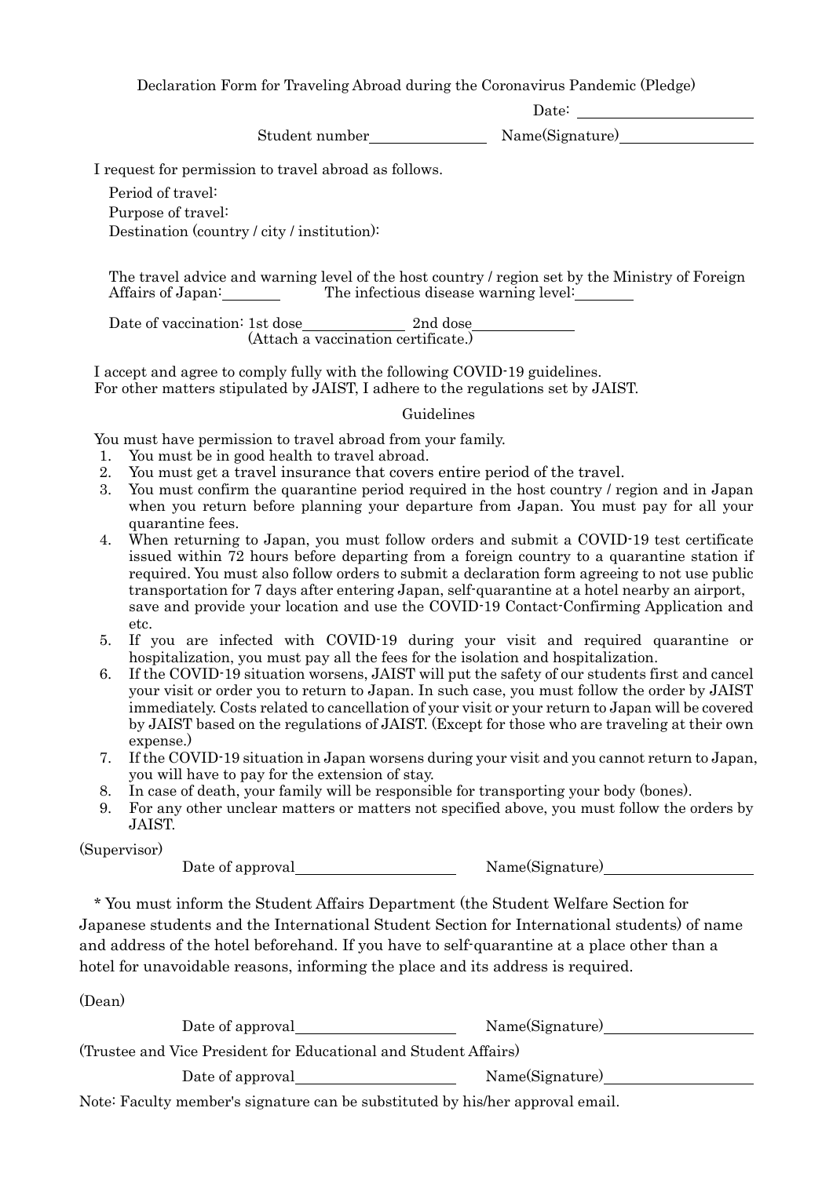Declaration Form for Traveling Abroad during the Coronavirus Pandemic (Pledge)

Date: \_\_\_\_\_\_\_\_\_\_\_\_\_\_\_\_\_\_\_\_

Student number\_\_\_\_\_\_\_\_\_\_\_\_\_\_\_\_ Name(Signature)\_\_\_\_\_\_\_\_\_\_\_\_\_\_\_\_\_\_

I request for permission to travel abroad as follows.

Period of travel:
Purpose of travel:
Destination (country / city / institution):

The travel advice and warning level of the host country / region set by the Ministry of Foreign Affairs of Japan:\_\_\_\_\_\_\_\_ The infectious disease warning level:\_\_\_\_\_\_\_\_

Date of vaccination: 1st dose\_\_\_\_\_\_\_\_\_\_\_\_\_\_ 2nd dose\_\_\_\_\_\_\_\_\_\_\_\_\_\_
(Attach a vaccination certificate.)

I accept and agree to comply fully with the following COVID-19 guidelines.
For other matters stipulated by JAIST, I adhere to the regulations set by JAIST.

Guidelines

You must have permission to travel abroad from your family.

1. You must be in good health to travel abroad.
2. You must get a travel insurance that covers entire period of the travel.
3. You must confirm the quarantine period required in the host country / region and in Japan when you return before planning your departure from Japan. You must pay for all your quarantine fees.
4. When returning to Japan, you must follow orders and submit a COVID-19 test certificate issued within 72 hours before departing from a foreign country to a quarantine station if required. You must also follow orders to submit a declaration form agreeing to not use public transportation for 7 days after entering Japan, self-quarantine at a hotel nearby an airport, save and provide your location and use the COVID-19 Contact-Confirming Application and etc.
5. If you are infected with COVID-19 during your visit and required quarantine or hospitalization, you must pay all the fees for the isolation and hospitalization.
6. If the COVID-19 situation worsens, JAIST will put the safety of our students first and cancel your visit or order you to return to Japan. In such case, you must follow the order by JAIST immediately. Costs related to cancellation of your visit or your return to Japan will be covered by JAIST based on the regulations of JAIST. (Except for those who are traveling at their own expense.)
7. If the COVID-19 situation in Japan worsens during your visit and you cannot return to Japan, you will have to pay for the extension of stay.
8. In case of death, your family will be responsible for transporting your body (bones).
9. For any other unclear matters or matters not specified above, you must follow the orders by JAIST.

(Supervisor)

Date of approval\_\_\_\_\_\_\_\_\_\_\_\_\_\_\_\_\_\_\_\_ Name(Signature)\_\_\_\_\_\_\_\_\_\_\_\_\_\_\_\_\_\_\_\_

* You must inform the Student Affairs Department (the Student Welfare Section for Japanese students and the International Student Section for International students) of name and address of the hotel beforehand. If you have to self-quarantine at a place other than a hotel for unavoidable reasons, informing the place and its address is required.

(Dean)

Date of approval\_\_\_\_\_\_\_\_\_\_\_\_\_\_\_\_\_\_\_\_ Name(Signature)\_\_\_\_\_\_\_\_\_\_\_\_\_\_\_\_\_\_\_\_

(Trustee and Vice President for Educational and Student Affairs)

Date of approval\_\_\_\_\_\_\_\_\_\_\_\_\_\_\_\_\_\_\_\_ Name(Signature)\_\_\_\_\_\_\_\_\_\_\_\_\_\_\_\_\_\_\_\_

Note: Faculty member's signature can be substituted by his/her approval email.